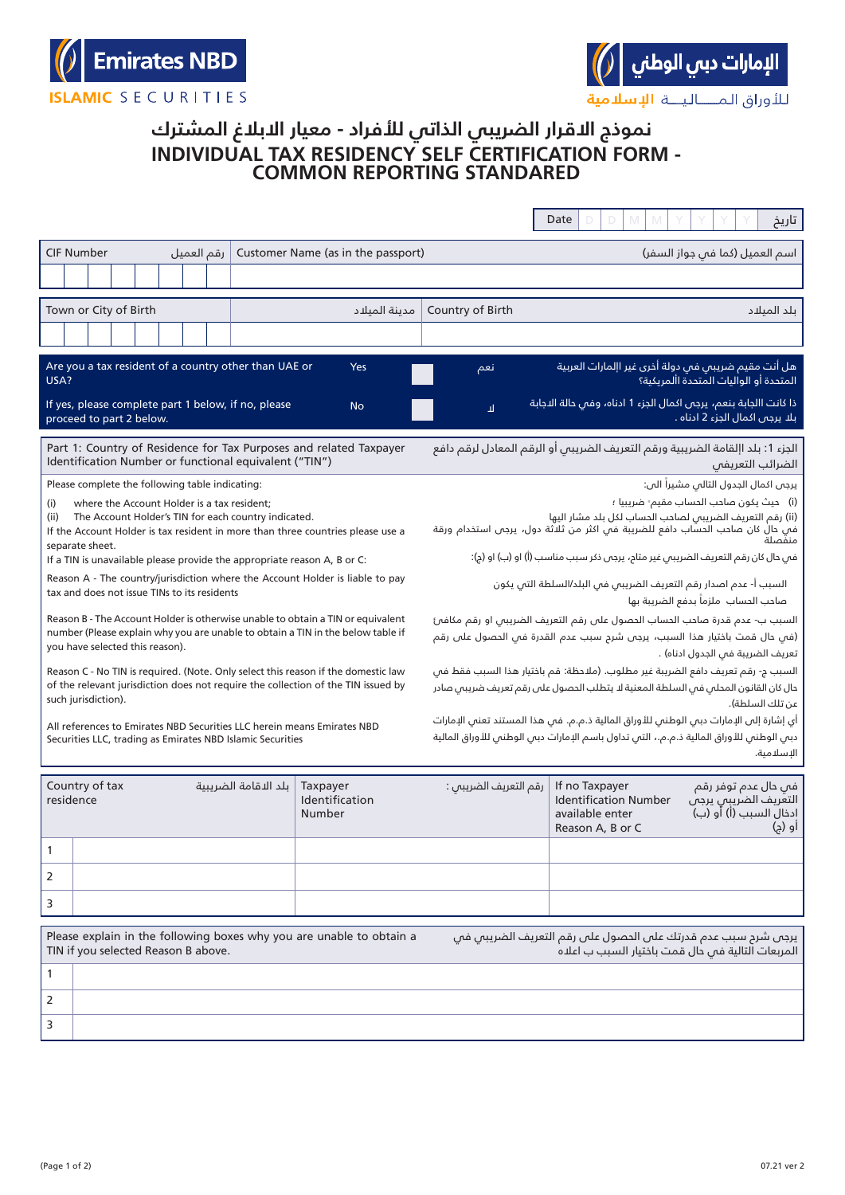Emirates NBD ISLAMIC SECURITIES

الإمارات دبي الوطني للأوراق المـــاليـــة الإسلامية

# نموذج الاقرار الضريبي الذاتي للأفراد - معيار الابلاغ المشترك
# INDIVIDUAL TAX RESIDENCY SELF CERTIFICATION FORM - COMMON REPORTING STANDARD

| Date | D | D | M | M | Y | Y | Y | Y | تاريخ |
|---|---|---|---|---|---|---|---|---|---|

| CIF Number رقم العميل | Customer Name (as in the passport) اسم العميل (كما في جواز السفر) |
|---|---|
| | |

| Town or City of Birth مدينة الميلاد | Country of Birth بلد الميلاد |
|---|---|
| | |

| Are you a tax resident of a country other than UAE or USA? | Yes | | نعم | هل أنت مقيم ضريبي في دولة أخرى غير الإمارات العربية المتحدة أو الولايات المتحدة الأمريكية؟ |
|---|---|---|---|---|
| If yes, please complete part 1 below, if no, please proceed to part 2 below. | No | | لا | اذا كانت الاجابة بنعم، يرجى اكمال الجزء 1 ادناه، وفي حالة الاجابة بلا يرجى اكمال الجزء 2 ادناه . |

## Part 1: Country of Residence for Tax Purposes and related Taxpayer Identification Number or functional equivalent ("TIN")

## الجزء 1: بلد الإقامة الضريبية ورقم التعريف الضريبي أو الرقم المعادل لرقم دافع الضرائب التعريفي

Please complete the following table indicating:

(i) where the Account Holder is a tax resident;
(ii) The Account Holder's TIN for each country indicated.

If the Account Holder is tax resident in more than three countries please use a separate sheet.

If a TIN is unavailable please provide the appropriate reason A, B or C:

Reason A - The country/jurisdiction where the Account Holder is liable to pay tax and does not issue TINs to its residents

Reason B - The Account Holder is otherwise unable to obtain a TIN or equivalent number (Please explain why you are unable to obtain a TIN in the below table if you have selected this reason).

Reason C - No TIN is required. (Note. Only select this reason if the domestic law of the relevant jurisdiction does not require the collection of the TIN issued by such jurisdiction).

All references to Emirates NBD Securities LLC herein means Emirates NBD Securities LLC, trading as Emirates NBD Islamic Securities

يرجى اكمال الجدول التالي مشيراً الى:

(i) حيث يكون صاحب الحساب مقيم ضريبيا ؛
(ii) رقم التعريف الضريبي لصاحب الحساب لكل بلد مشار اليها

في حال كان صاحب الحساب دافع للضريبة في اكثر من ثلاثة دول، يرجى استخدام ورقة منفصلة

في حال كان رقم التعريف الضريبي غير متاح، يرجى ذكر سبب مناسب (أ) او (ب) او (ج):

السبب أ- عدم اصدار رقم التعريف الضريبي في البلد/السلطة التي يكون صاحب الحساب ملزماً بدفع الضريبة بها

السبب ب- عدم قدرة صاحب الحساب الحصول على رقم التعريف الضريبي او رقم مكافئ (في حال قمت باختيار هذا السبب، يرجى شرح سبب عدم القدرة في الحصول على رقم تعريف الضريبة في الجدول ادناه) .

السبب ج- رقم تعريف دافع الضريبة غير مطلوب. (ملاحظة: قم باختيار هذا السبب فقط في حال كان القانون المحلي في السلطة المعنية لا يتطلب الحصول على رقم تعريف ضريبي صادر عن تلك السلطة).

أي إشارة إلى الإمارات دبي الوطني للأوراق المالية ذ.م.م. في هذا المستند تعني الإمارات دبي الوطني للأوراق المالية ذ.م.م.، التي تداول باسم الإمارات دبي الوطني للأوراق المالية الإسلامية.

| | Country of tax residence بلد الاقامة الضريبية | Taxpayer Identification Number رقم التعريف الضريبي : | If no Taxpayer Identification Number available enter Reason A, B or C في حال عدم توفر رقم التعريف الضريبي يرجى ادخال السبب (أ) أو (ب) أو (ج) |
|---|---|---|---|
| 1 | | | |
| 2 | | | |
| 3 | | | |

| Please explain in the following boxes why you are unable to obtain a TIN if you selected Reason B above. | يرجى شرح سبب عدم قدرتك على الحصول على رقم التعريف الضريبي في المربعات التالية في حال قمت باختيار السبب ب اعلاه |
|---|---|
| 1 | |
| 2 | |
| 3 | |

07.21 ver 2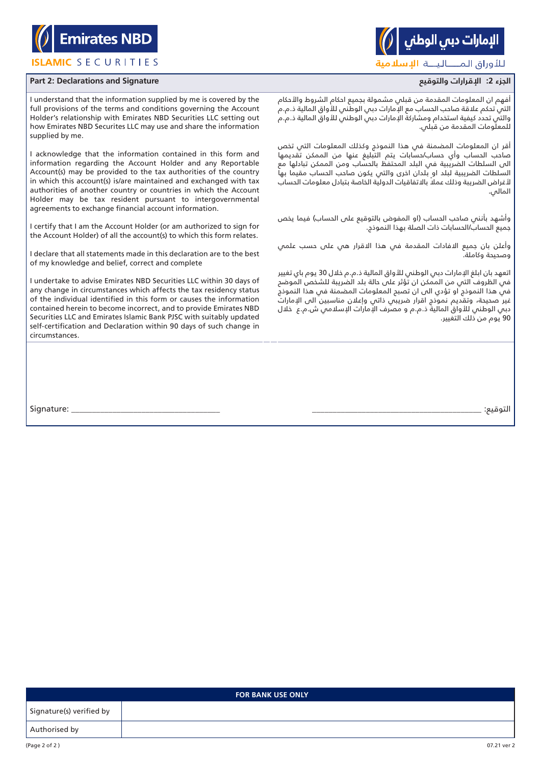Emirates NBD

ISLAMIC SECURITIES

الإمارات دبي الوطني

للأوراق المـــاليـــة الإسلامية

## Part 2: Declarations and Signature

## الجزء 2: الإقرارات والتوقيع

I understand that the information supplied by me is covered by the full provisions of the terms and conditions governing the Account Holder's relationship with Emirates NBD Securities LLC setting out how Emirates NBD Securites LLC may use and share the information supplied by me.

أفهم ان المعلومات المقدمة من قبلي مشمولة بجميع احكام الشروط والأحكام التي تحكم علاقة صاحب الحساب مع الإمارات دبي الوطني للأواق المالية ذ.م.م والتي تحدد كيفية استخدام ومشاركة الإمارات دبي الوطني للأواق المالية ذ.م.م للمعلومات المقدمة من قبلي.

I acknowledge that the information contained in this form and information regarding the Account Holder and any Reportable Account(s) may be provided to the tax authorities of the country in which this account(s) is/are maintained and exchanged with tax authorities of another country or countries in which the Account Holder may be tax resident pursuant to intergovernmental agreements to exchange financial account information.

أقر ان المعلومات المضمنة في هذا النموذج وكذلك المعلومات التي تخص صاحب الحساب وأي حساب/حسابات يتم التبليغ عنها من الممكن تقديمها الى السلطات الضريبية في البلد المحتفظ بالحساب ومن الممكن تبادلها مع السلطات الضريبية لبلد او بلدان اخرى والتي يكون صاحب الحساب مقيما بها لأغراض الضريبة وذلك عملاً بالاتفاقيات الدولية الخاصة بتبادل معلومات الحساب المالي.

I certify that I am the Account Holder (or am authorized to sign for the Account Holder) of all the account(s) to which this form relates.

وأشهد بأنني صاحب الحساب (او المفوض بالتوقيع على الحساب) فيما يخص جميع الحساب/الحسابات ذات الصلة بهذا النموذج.

I declare that all statements made in this declaration are to the best of my knowledge and belief, correct and complete

وأعلن بان جميع الافادات المقدمة في هذا الاقرار هي على حسب علمي وصحيحة وكاملة.

I undertake to advise Emirates NBD Securities LLC within 30 days of any change in circumstances which affects the tax residency status of the individual identified in this form or causes the information contained herein to become incorrect, and to provide Emirates NBD Securities LLC and Emirates Islamic Bank PJSC with suitably updated self-certification and Declaration within 90 days of such change in circumstances.

اتعهد بان ابلغ الإمارات دبي الوطني للأواق المالية ذ.م.م خلال 30 يوم باي تغيير في الظروف التي من الممكن ان تؤثر على حالة بلد الضريبة للشخص الموضح في هذا النموذج او تؤدي الى ان تصبح المعلومات المضمنة في هذا النموذج غير صحيحة، وتقديم نموذج اقرار ضريبي ذاتي وإعلان مناسبين الى الإمارات دبي الوطني للأواق المالية ذ.م.م و مصرف الإمارات الإسلامي ش.م.ع خلال 90 يوم من ذلك التغيير.

Signature: ______________________________

التوقيع: ______________________________

| FOR BANK USE ONLY | |
|---|---|
| Signature(s) verified by | |
| Authorised by | |

07.21 ver 2